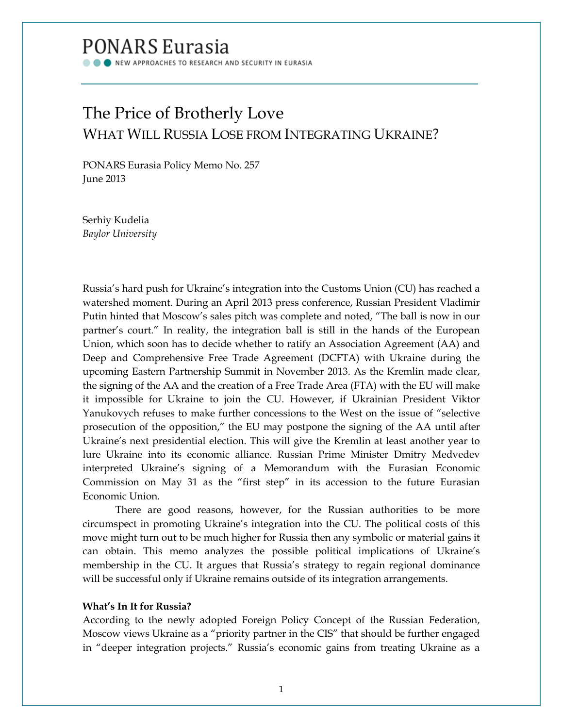PONARS Eurasia

NEW APPROACHES TO RESEARCH AND SECURITY IN EURASIA

# The Price of Brotherly Love

## WHAT WILL RUSSIA LOSE FROM INTEGRATING UKRAINE?

PONARS Eurasia Policy Memo No. 257
June 2013

Serhiy Kudelia
*Baylor University*

Russia's hard push for Ukraine's integration into the Customs Union (CU) has reached a watershed moment. During an April 2013 press conference, Russian President Vladimir Putin hinted that Moscow's sales pitch was complete and noted, "The ball is now in our partner's court." In reality, the integration ball is still in the hands of the European Union, which soon has to decide whether to ratify an Association Agreement (AA) and Deep and Comprehensive Free Trade Agreement (DCFTA) with Ukraine during the upcoming Eastern Partnership Summit in November 2013. As the Kremlin made clear, the signing of the AA and the creation of a Free Trade Area (FTA) with the EU will make it impossible for Ukraine to join the CU. However, if Ukrainian President Viktor Yanukovych refuses to make further concessions to the West on the issue of "selective prosecution of the opposition," the EU may postpone the signing of the AA until after Ukraine's next presidential election. This will give the Kremlin at least another year to lure Ukraine into its economic alliance. Russian Prime Minister Dmitry Medvedev interpreted Ukraine's signing of a Memorandum with the Eurasian Economic Commission on May 31 as the "first step" in its accession to the future Eurasian Economic Union.

There are good reasons, however, for the Russian authorities to be more circumspect in promoting Ukraine's integration into the CU. The political costs of this move might turn out to be much higher for Russia then any symbolic or material gains it can obtain. This memo analyzes the possible political implications of Ukraine's membership in the CU. It argues that Russia's strategy to regain regional dominance will be successful only if Ukraine remains outside of its integration arrangements.

**What's In It for Russia?**

According to the newly adopted Foreign Policy Concept of the Russian Federation, Moscow views Ukraine as a "priority partner in the CIS" that should be further engaged in "deeper integration projects." Russia's economic gains from treating Ukraine as a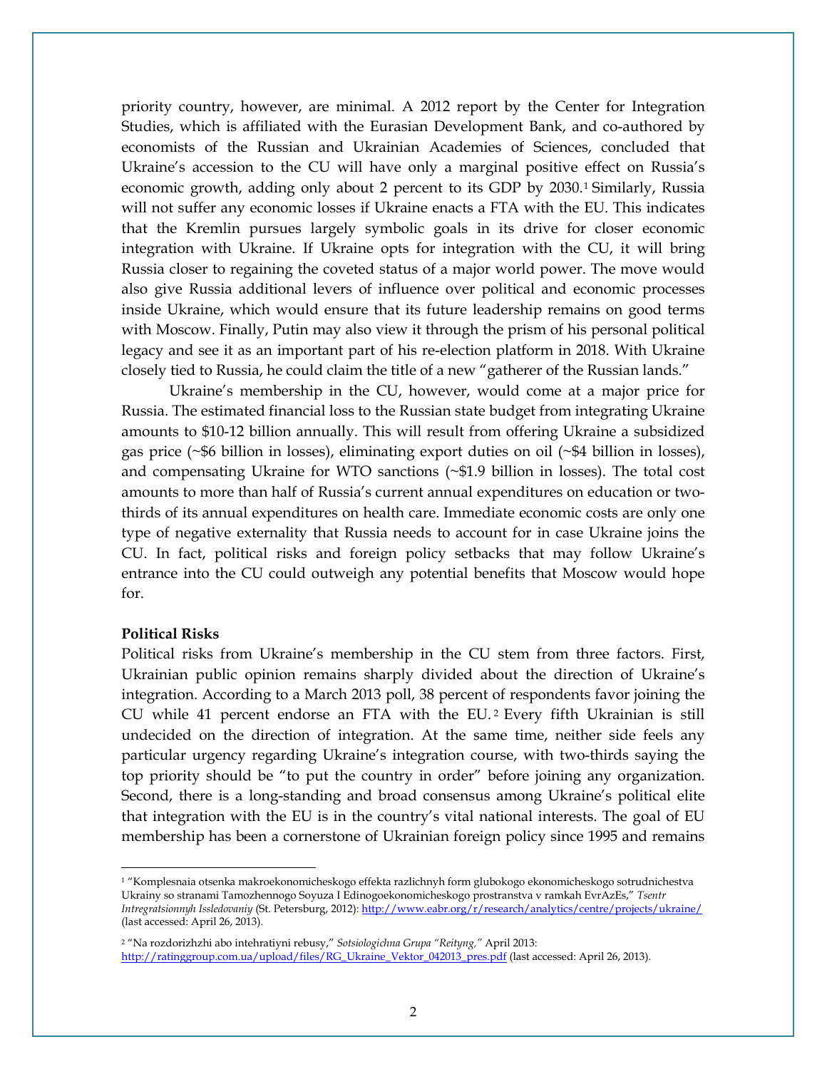priority country, however, are minimal. A 2012 report by the Center for Integration Studies, which is affiliated with the Eurasian Development Bank, and co-authored by economists of the Russian and Ukrainian Academies of Sciences, concluded that Ukraine's accession to the CU will have only a marginal positive effect on Russia's economic growth, adding only about 2 percent to its GDP by 2030.[1] Similarly, Russia will not suffer any economic losses if Ukraine enacts a FTA with the EU. This indicates that the Kremlin pursues largely symbolic goals in its drive for closer economic integration with Ukraine. If Ukraine opts for integration with the CU, it will bring Russia closer to regaining the coveted status of a major world power. The move would also give Russia additional levers of influence over political and economic processes inside Ukraine, which would ensure that its future leadership remains on good terms with Moscow. Finally, Putin may also view it through the prism of his personal political legacy and see it as an important part of his re-election platform in 2018. With Ukraine closely tied to Russia, he could claim the title of a new "gatherer of the Russian lands."

Ukraine's membership in the CU, however, would come at a major price for Russia. The estimated financial loss to the Russian state budget from integrating Ukraine amounts to $10-12 billion annually. This will result from offering Ukraine a subsidized gas price (~$6 billion in losses), eliminating export duties on oil (~$4 billion in losses), and compensating Ukraine for WTO sanctions (~$1.9 billion in losses). The total cost amounts to more than half of Russia's current annual expenditures on education or two-thirds of its annual expenditures on health care. Immediate economic costs are only one type of negative externality that Russia needs to account for in case Ukraine joins the CU. In fact, political risks and foreign policy setbacks that may follow Ukraine's entrance into the CU could outweigh any potential benefits that Moscow would hope for.

**Political Risks**

Political risks from Ukraine's membership in the CU stem from three factors. First, Ukrainian public opinion remains sharply divided about the direction of Ukraine's integration. According to a March 2013 poll, 38 percent of respondents favor joining the CU while 41 percent endorse an FTA with the EU.[2] Every fifth Ukrainian is still undecided on the direction of integration. At the same time, neither side feels any particular urgency regarding Ukraine's integration course, with two-thirds saying the top priority should be "to put the country in order" before joining any organization. Second, there is a long-standing and broad consensus among Ukraine's political elite that integration with the EU is in the country's vital national interests. The goal of EU membership has been a cornerstone of Ukrainian foreign policy since 1995 and remains

---

[1] "Komplesnaia otsenka makroekonomicheskogo effekta razlichnyh form glubokogo ekonomicheskogo sotrudnichestva Ukrainy so stranami Tamozhennogo Soyuza I Edinogoekonomicheskogo prostranstva v ramkah EvrAzEs," *Tsentr Intregratsionnyh Issledovaniy* (St. Petersburg, 2012): http://www.eabr.org/r/research/analytics/centre/projects/ukraine/ (last accessed: April 26, 2013).

[2] "Na rozdorizhzhi abo intehratiyni rebusy," *Sotsiologichna Grupa "Reityng,"* April 2013: http://ratinggroup.com.ua/upload/files/RG_Ukraine_Vektor_042013_pres.pdf (last accessed: April 26, 2013).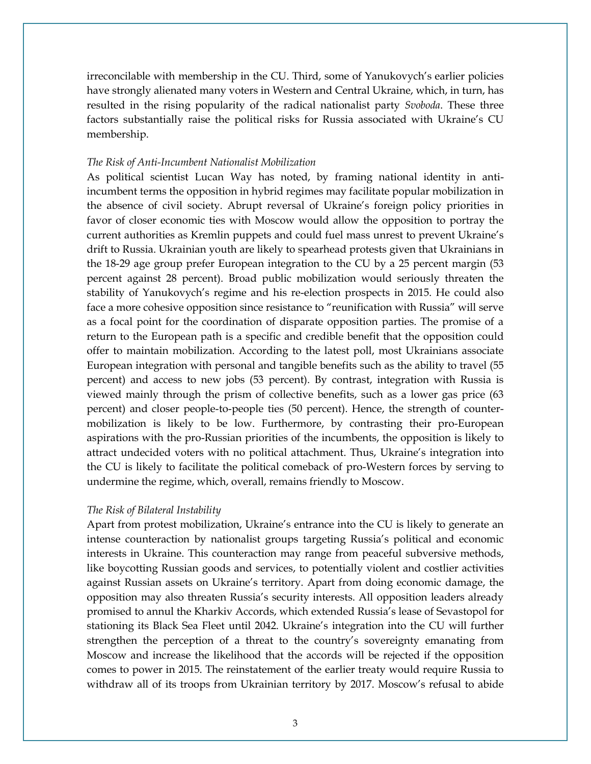irreconcilable with membership in the CU. Third, some of Yanukovych's earlier policies have strongly alienated many voters in Western and Central Ukraine, which, in turn, has resulted in the rising popularity of the radical nationalist party *Svoboda*. These three factors substantially raise the political risks for Russia associated with Ukraine's CU membership.

*The Risk of Anti-Incumbent Nationalist Mobilization*

As political scientist Lucan Way has noted, by framing national identity in anti-incumbent terms the opposition in hybrid regimes may facilitate popular mobilization in the absence of civil society. Abrupt reversal of Ukraine's foreign policy priorities in favor of closer economic ties with Moscow would allow the opposition to portray the current authorities as Kremlin puppets and could fuel mass unrest to prevent Ukraine's drift to Russia. Ukrainian youth are likely to spearhead protests given that Ukrainians in the 18-29 age group prefer European integration to the CU by a 25 percent margin (53 percent against 28 percent). Broad public mobilization would seriously threaten the stability of Yanukovych's regime and his re-election prospects in 2015. He could also face a more cohesive opposition since resistance to "reunification with Russia" will serve as a focal point for the coordination of disparate opposition parties. The promise of a return to the European path is a specific and credible benefit that the opposition could offer to maintain mobilization. According to the latest poll, most Ukrainians associate European integration with personal and tangible benefits such as the ability to travel (55 percent) and access to new jobs (53 percent). By contrast, integration with Russia is viewed mainly through the prism of collective benefits, such as a lower gas price (63 percent) and closer people-to-people ties (50 percent). Hence, the strength of counter-mobilization is likely to be low. Furthermore, by contrasting their pro-European aspirations with the pro-Russian priorities of the incumbents, the opposition is likely to attract undecided voters with no political attachment. Thus, Ukraine's integration into the CU is likely to facilitate the political comeback of pro-Western forces by serving to undermine the regime, which, overall, remains friendly to Moscow.

*The Risk of Bilateral Instability*

Apart from protest mobilization, Ukraine's entrance into the CU is likely to generate an intense counteraction by nationalist groups targeting Russia's political and economic interests in Ukraine. This counteraction may range from peaceful subversive methods, like boycotting Russian goods and services, to potentially violent and costlier activities against Russian assets on Ukraine's territory. Apart from doing economic damage, the opposition may also threaten Russia's security interests. All opposition leaders already promised to annul the Kharkiv Accords, which extended Russia's lease of Sevastopol for stationing its Black Sea Fleet until 2042. Ukraine's integration into the CU will further strengthen the perception of a threat to the country's sovereignty emanating from Moscow and increase the likelihood that the accords will be rejected if the opposition comes to power in 2015. The reinstatement of the earlier treaty would require Russia to withdraw all of its troops from Ukrainian territory by 2017. Moscow's refusal to abide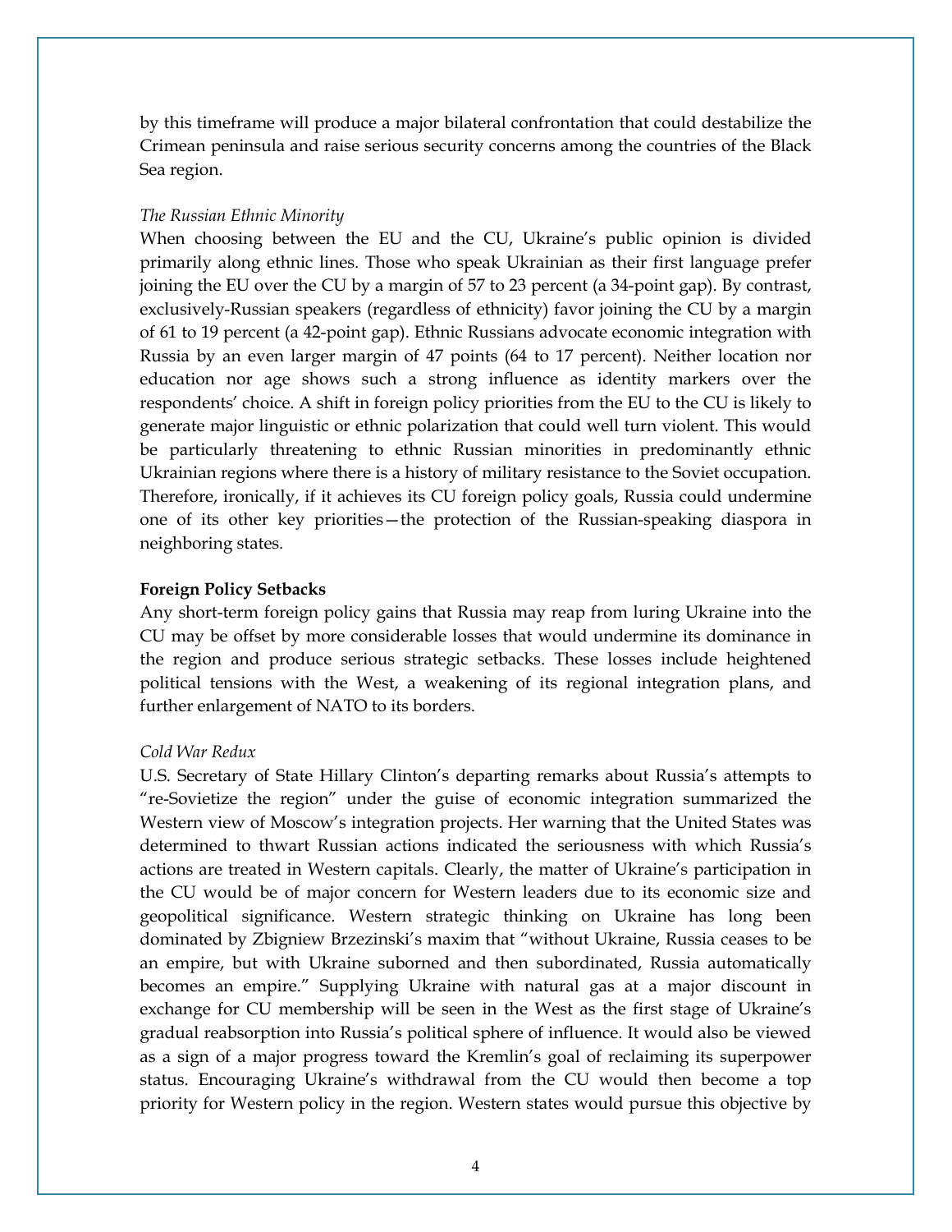by this timeframe will produce a major bilateral confrontation that could destabilize the Crimean peninsula and raise serious security concerns among the countries of the Black Sea region.

*The Russian Ethnic Minority*

When choosing between the EU and the CU, Ukraine's public opinion is divided primarily along ethnic lines. Those who speak Ukrainian as their first language prefer joining the EU over the CU by a margin of 57 to 23 percent (a 34-point gap). By contrast, exclusively-Russian speakers (regardless of ethnicity) favor joining the CU by a margin of 61 to 19 percent (a 42-point gap). Ethnic Russians advocate economic integration with Russia by an even larger margin of 47 points (64 to 17 percent). Neither location nor education nor age shows such a strong influence as identity markers over the respondents' choice. A shift in foreign policy priorities from the EU to the CU is likely to generate major linguistic or ethnic polarization that could well turn violent. This would be particularly threatening to ethnic Russian minorities in predominantly ethnic Ukrainian regions where there is a history of military resistance to the Soviet occupation. Therefore, ironically, if it achieves its CU foreign policy goals, Russia could undermine one of its other key priorities—the protection of the Russian-speaking diaspora in neighboring states.

**Foreign Policy Setbacks**

Any short-term foreign policy gains that Russia may reap from luring Ukraine into the CU may be offset by more considerable losses that would undermine its dominance in the region and produce serious strategic setbacks. These losses include heightened political tensions with the West, a weakening of its regional integration plans, and further enlargement of NATO to its borders.

*Cold War Redux*

U.S. Secretary of State Hillary Clinton's departing remarks about Russia's attempts to "re-Sovietize the region" under the guise of economic integration summarized the Western view of Moscow's integration projects. Her warning that the United States was determined to thwart Russian actions indicated the seriousness with which Russia's actions are treated in Western capitals. Clearly, the matter of Ukraine's participation in the CU would be of major concern for Western leaders due to its economic size and geopolitical significance. Western strategic thinking on Ukraine has long been dominated by Zbigniew Brzezinski's maxim that "without Ukraine, Russia ceases to be an empire, but with Ukraine suborned and then subordinated, Russia automatically becomes an empire." Supplying Ukraine with natural gas at a major discount in exchange for CU membership will be seen in the West as the first stage of Ukraine's gradual reabsorption into Russia's political sphere of influence. It would also be viewed as a sign of a major progress toward the Kremlin's goal of reclaiming its superpower status. Encouraging Ukraine's withdrawal from the CU would then become a top priority for Western policy in the region. Western states would pursue this objective by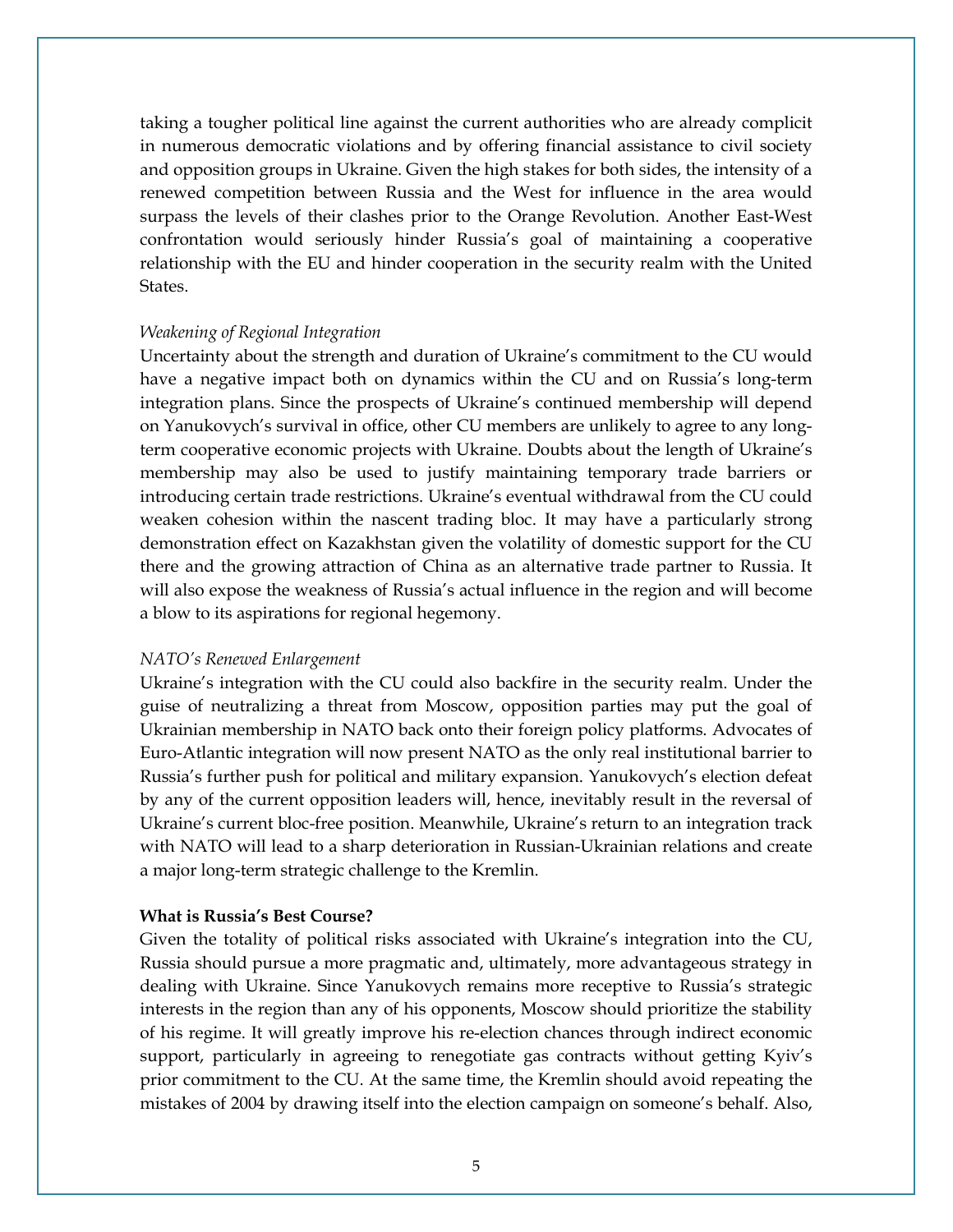taking a tougher political line against the current authorities who are already complicit in numerous democratic violations and by offering financial assistance to civil society and opposition groups in Ukraine. Given the high stakes for both sides, the intensity of a renewed competition between Russia and the West for influence in the area would surpass the levels of their clashes prior to the Orange Revolution. Another East-West confrontation would seriously hinder Russia's goal of maintaining a cooperative relationship with the EU and hinder cooperation in the security realm with the United States.

*Weakening of Regional Integration*

Uncertainty about the strength and duration of Ukraine's commitment to the CU would have a negative impact both on dynamics within the CU and on Russia's long-term integration plans. Since the prospects of Ukraine's continued membership will depend on Yanukovych's survival in office, other CU members are unlikely to agree to any long-term cooperative economic projects with Ukraine. Doubts about the length of Ukraine's membership may also be used to justify maintaining temporary trade barriers or introducing certain trade restrictions. Ukraine's eventual withdrawal from the CU could weaken cohesion within the nascent trading bloc. It may have a particularly strong demonstration effect on Kazakhstan given the volatility of domestic support for the CU there and the growing attraction of China as an alternative trade partner to Russia. It will also expose the weakness of Russia's actual influence in the region and will become a blow to its aspirations for regional hegemony.

*NATO's Renewed Enlargement*

Ukraine's integration with the CU could also backfire in the security realm. Under the guise of neutralizing a threat from Moscow, opposition parties may put the goal of Ukrainian membership in NATO back onto their foreign policy platforms. Advocates of Euro-Atlantic integration will now present NATO as the only real institutional barrier to Russia's further push for political and military expansion. Yanukovych's election defeat by any of the current opposition leaders will, hence, inevitably result in the reversal of Ukraine's current bloc-free position. Meanwhile, Ukraine's return to an integration track with NATO will lead to a sharp deterioration in Russian-Ukrainian relations and create a major long-term strategic challenge to the Kremlin.

**What is Russia's Best Course?**

Given the totality of political risks associated with Ukraine's integration into the CU, Russia should pursue a more pragmatic and, ultimately, more advantageous strategy in dealing with Ukraine. Since Yanukovych remains more receptive to Russia's strategic interests in the region than any of his opponents, Moscow should prioritize the stability of his regime. It will greatly improve his re-election chances through indirect economic support, particularly in agreeing to renegotiate gas contracts without getting Kyiv's prior commitment to the CU. At the same time, the Kremlin should avoid repeating the mistakes of 2004 by drawing itself into the election campaign on someone's behalf. Also,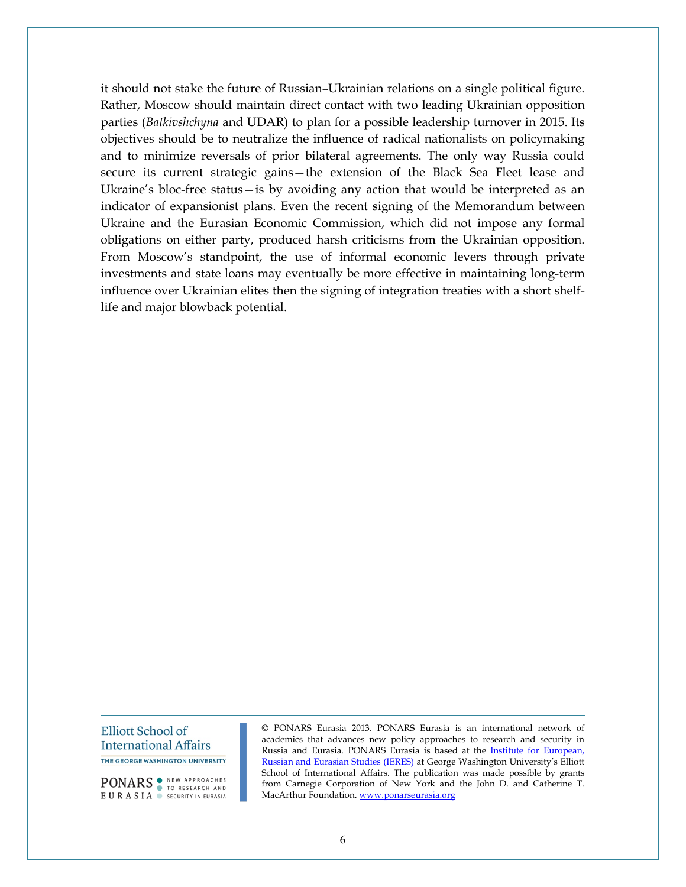it should not stake the future of Russian–Ukrainian relations on a single political figure. Rather, Moscow should maintain direct contact with two leading Ukrainian opposition parties (*Batkivshchyna* and UDAR) to plan for a possible leadership turnover in 2015. Its objectives should be to neutralize the influence of radical nationalists on policymaking and to minimize reversals of prior bilateral agreements. The only way Russia could secure its current strategic gains—the extension of the Black Sea Fleet lease and Ukraine's bloc-free status—is by avoiding any action that would be interpreted as an indicator of expansionist plans. Even the recent signing of the Memorandum between Ukraine and the Eurasian Economic Commission, which did not impose any formal obligations on either party, produced harsh criticisms from the Ukrainian opposition. From Moscow's standpoint, the use of informal economic levers through private investments and state loans may eventually be more effective in maintaining long-term influence over Ukrainian elites then the signing of integration treaties with a short shelf-life and major blowback potential.

Elliott School of International Affairs
THE GEORGE WASHINGTON UNIVERSITY

PONARS EURASIA — NEW APPROACHES TO RESEARCH AND SECURITY IN EURASIA

© PONARS Eurasia 2013. PONARS Eurasia is an international network of academics that advances new policy approaches to research and security in Russia and Eurasia. PONARS Eurasia is based at the [Institute for European, Russian and Eurasian Studies (IERES)]() at George Washington University's Elliott School of International Affairs. The publication was made possible by grants from Carnegie Corporation of New York and the John D. and Catherine T. MacArthur Foundation. [www.ponarseurasia.org]()